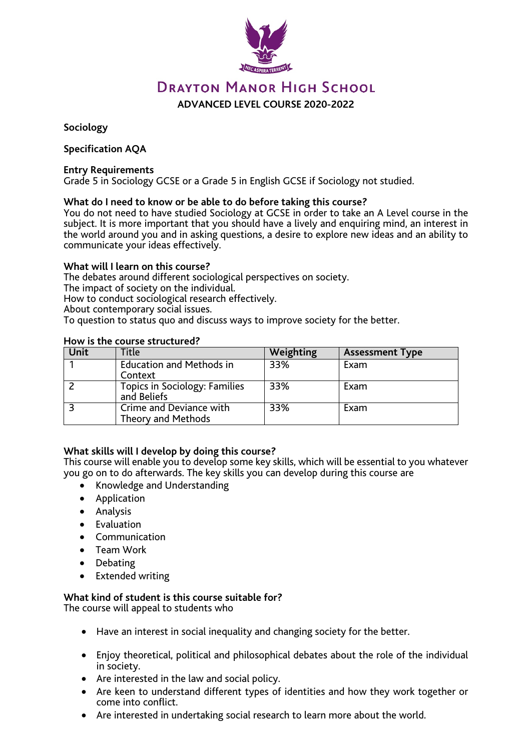# Drayton Manor High School

## ADVANCED LEVEL COURSE 2020-2022

**Sociology**

**Specification AQA**

**Entry Requirements**

Grade 5 in Sociology GCSE or a Grade 5 in English GCSE if Sociology not studied.

**What do I need to know or be able to do before taking this course?**

You do not need to have studied Sociology at GCSE in order to take an A Level course in the subject. It is more important that you should have a lively and enquiring mind, an interest in the world around you and in asking questions, a desire to explore new ideas and an ability to communicate your ideas effectively.

**What will I learn on this course?**

The debates around different sociological perspectives on society.
The impact of society on the individual.
How to conduct sociological research effectively.
About contemporary social issues.
To question to status quo and discuss ways to improve society for the better.

**How is the course structured?**

| Unit | Title | Weighting | Assessment Type |
|---|---|---|---|
| 1 | Education and Methods in Context | 33% | Exam |
| 2 | Topics in Sociology: Families and Beliefs | 33% | Exam |
| 3 | Crime and Deviance with Theory and Methods | 33% | Exam |

**What skills will I develop by doing this course?**

This course will enable you to develop some key skills, which will be essential to you whatever you go on to do afterwards. The key skills you can develop during this course are

- Knowledge and Understanding
- Application
- Analysis
- Evaluation
- Communication
- Team Work
- Debating
- Extended writing

**What kind of student is this course suitable for?**

The course will appeal to students who

- Have an interest in social inequality and changing society for the better.
- Enjoy theoretical, political and philosophical debates about the role of the individual in society.
- Are interested in the law and social policy.
- Are keen to understand different types of identities and how they work together or come into conflict.
- Are interested in undertaking social research to learn more about the world.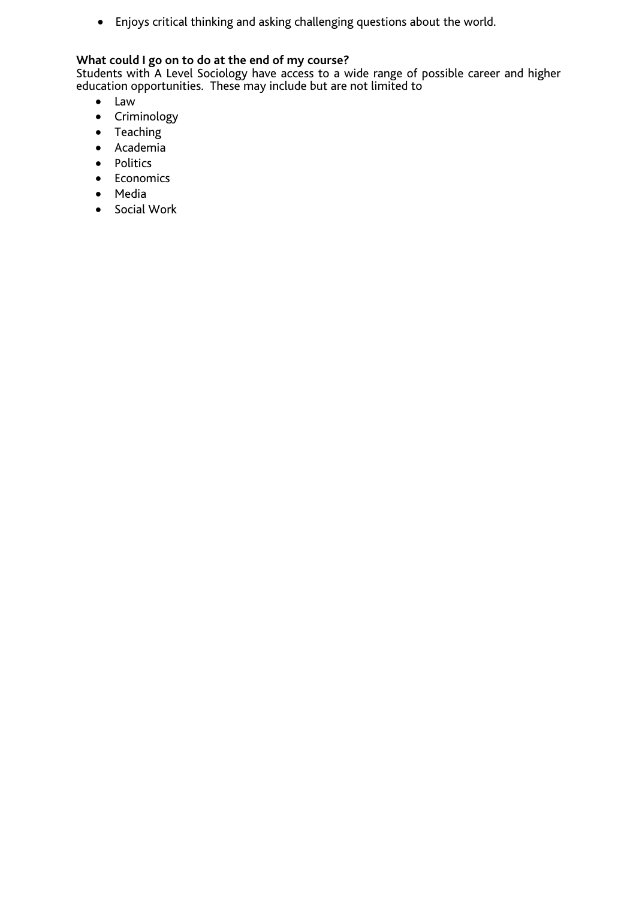- Enjoys critical thinking and asking challenging questions about the world.

**What could I go on to do at the end of my course?**
Students with A Level Sociology have access to a wide range of possible career and higher education opportunities. These may include but are not limited to

- Law
- Criminology
- Teaching
- Academia
- Politics
- Economics
- Media
- Social Work